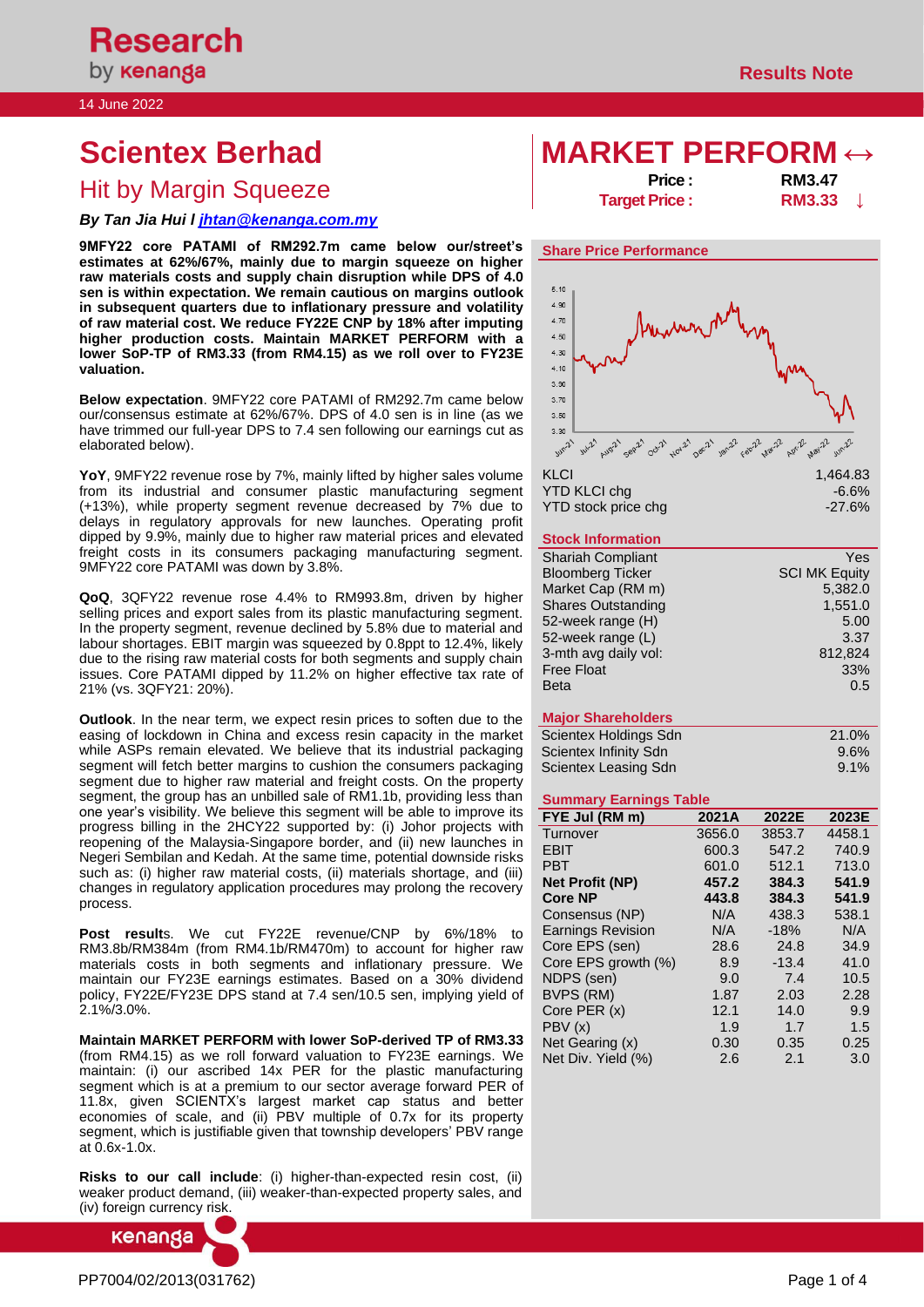Research by kenanga

14 June 2022

Results Note

# Scientex Berhad

## Hit by Margin Squeeze

***By Tan Jia Hui l jhtan@kenanga.com.my***

# MARKET PERFORM ↔

| | |
|---|---|
| **Price :** | **RM3.47** |
| **Target Price :** | **RM3.33** ↓ |

**9MFY22 core PATAMI of RM292.7m came below our/street's estimates at 62%/67%, mainly due to margin squeeze on higher raw materials costs and supply chain disruption while DPS of 4.0 sen is within expectation. We remain cautious on margins outlook in subsequent quarters due to inflationary pressure and volatility of raw material cost. We reduce FY22E CNP by 18% after imputing higher production costs. Maintain MARKET PERFORM with a lower SoP-TP of RM3.33 (from RM4.15) as we roll over to FY23E valuation.**

**Below expectation**. 9MFY22 core PATAMI of RM292.7m came below our/consensus estimate at 62%/67%. DPS of 4.0 sen is in line (as we have trimmed our full-year DPS to 7.4 sen following our earnings cut as elaborated below).

**YoY**, 9MFY22 revenue rose by 7%, mainly lifted by higher sales volume from its industrial and consumer plastic manufacturing segment (+13%), while property segment revenue decreased by 7% due to delays in regulatory approvals for new launches. Operating profit dipped by 9.9%, mainly due to higher raw material prices and elevated freight costs in its consumers packaging manufacturing segment. 9MFY22 core PATAMI was down by 3.8%.

**QoQ**, 3QFY22 revenue rose 4.4% to RM993.8m, driven by higher selling prices and export sales from its plastic manufacturing segment. In the property segment, revenue declined by 5.8% due to material and labour shortages. EBIT margin was squeezed by 0.8ppt to 12.4%, likely due to the rising raw material costs for both segments and supply chain issues. Core PATAMI dipped by 11.2% on higher effective tax rate of 21% (vs. 3QFY21: 20%).

**Outlook**. In the near term, we expect resin prices to soften due to the easing of lockdown in China and excess resin capacity in the market while ASPs remain elevated. We believe that its industrial packaging segment will fetch better margins to cushion the consumers packaging segment due to higher raw material and freight costs. On the property segment, the group has an unbilled sale of RM1.1b, providing less than one year's visibility. We believe this segment will be able to improve its progress billing in the 2HCY22 supported by: (i) Johor projects with reopening of the Malaysia-Singapore border, and (ii) new launches in Negeri Sembilan and Kedah. At the same time, potential downside risks such as: (i) higher raw material costs, (ii) materials shortage, and (iii) changes in regulatory application procedures may prolong the recovery process.

**Post results**. We cut FY22E revenue/CNP by 6%/18% to RM3.8b/RM384m (from RM4.1b/RM470m) to account for higher raw materials costs in both segments and inflationary pressure. We maintain our FY23E earnings estimates. Based on a 30% dividend policy, FY22E/FY23E DPS stand at 7.4 sen/10.5 sen, implying yield of 2.1%/3.0%.

**Maintain MARKET PERFORM with lower SoP-derived TP of RM3.33** (from RM4.15) as we roll forward valuation to FY23E earnings. We maintain: (i) our ascribed 14x PER for the plastic manufacturing segment which is at a premium to our sector average forward PER of 11.8x, given SCIENTX's largest market cap status and better economies of scale, and (ii) PBV multiple of 0.7x for its property segment, which is justifiable given that township developers' PBV range at 0.6x-1.0x.

**Risks to our call include**: (i) higher-than-expected resin cost, (ii) weaker product demand, (iii) weaker-than-expected property sales, and (iv) foreign currency risk.

### Share Price Performance

| | |
|---|---|
| KLCI | 1,464.83 |
| YTD KLCI chg | -6.6% |
| YTD stock price chg | -27.6% |

### Stock Information

| | |
|---|---|
| Shariah Compliant | Yes |
| Bloomberg Ticker | SCI MK Equity |
| Market Cap (RM m) | 5,382.0 |
| Shares Outstanding | 1,551.0 |
| 52-week range (H) | 5.00 |
| 52-week range (L) | 3.37 |
| 3-mth avg daily vol: | 812,824 |
| Free Float | 33% |
| Beta | 0.5 |

### Major Shareholders

| | |
|---|---|
| Scientex Holdings Sdn | 21.0% |
| Scientex Infinity Sdn | 9.6% |
| Scientex Leasing Sdn | 9.1% |

### Summary Earnings Table

| FYE Jul (RM m) | 2021A | 2022E | 2023E |
|---|---|---|---|
| Turnover | 3656.0 | 3853.7 | 4458.1 |
| EBIT | 600.3 | 547.2 | 740.9 |
| PBT | 601.0 | 512.1 | 713.0 |
| **Net Profit (NP)** | **457.2** | **384.3** | **541.9** |
| **Core NP** | **443.8** | **384.3** | **541.9** |
| Consensus (NP) | N/A | 438.3 | 538.1 |
| Earnings Revision | N/A | -18% | N/A |
| Core EPS (sen) | 28.6 | 24.8 | 34.9 |
| Core EPS growth (%) | 8.9 | -13.4 | 41.0 |
| NDPS (sen) | 9.0 | 7.4 | 10.5 |
| BVPS (RM) | 1.87 | 2.03 | 2.28 |
| Core PER (x) | 12.1 | 14.0 | 9.9 |
| PBV (x) | 1.9 | 1.7 | 1.5 |
| Net Gearing (x) | 0.30 | 0.35 | 0.25 |
| Net Div. Yield (%) | 2.6 | 2.1 | 3.0 |

PP7004/02/2013(031762)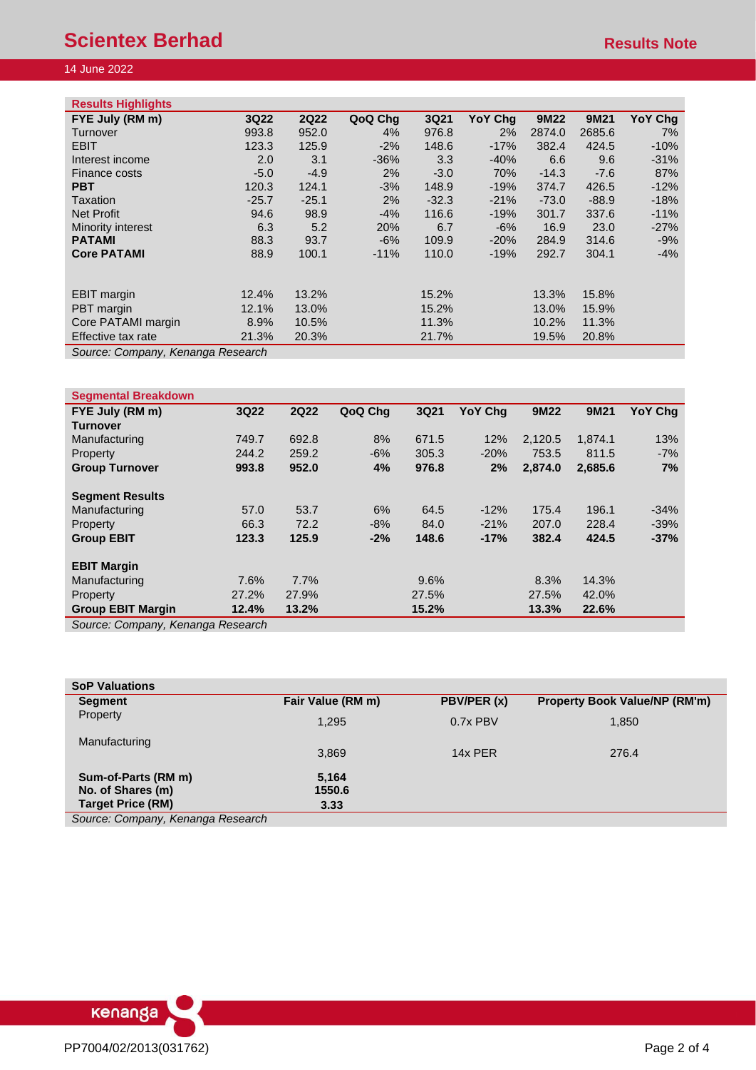**Results Highlights**

| FYE July (RM m) | 3Q22 | 2Q22 | QoQ Chg | 3Q21 | YoY Chg | 9M22 | 9M21 | YoY Chg |
|---|---|---|---|---|---|---|---|---|
| Turnover | 993.8 | 952.0 | 4% | 976.8 | 2% | 2874.0 | 2685.6 | 7% |
| EBIT | 123.3 | 125.9 | -2% | 148.6 | -17% | 382.4 | 424.5 | -10% |
| Interest income | 2.0 | 3.1 | -36% | 3.3 | -40% | 6.6 | 9.6 | -31% |
| Finance costs | -5.0 | -4.9 | 2% | -3.0 | 70% | -14.3 | -7.6 | 87% |
| **PBT** | 120.3 | 124.1 | -3% | 148.9 | -19% | 374.7 | 426.5 | -12% |
| Taxation | -25.7 | -25.1 | 2% | -32.3 | -21% | -73.0 | -88.9 | -18% |
| Net Profit | 94.6 | 98.9 | -4% | 116.6 | -19% | 301.7 | 337.6 | -11% |
| Minority interest | 6.3 | 5.2 | 20% | 6.7 | -6% | 16.9 | 23.0 | -27% |
| **PATAMI** | 88.3 | 93.7 | -6% | 109.9 | -20% | 284.9 | 314.6 | -9% |
| **Core PATAMI** | 88.9 | 100.1 | -11% | 110.0 | -19% | 292.7 | 304.1 | -4% |
| | | | | | | | | |
| EBIT margin | 12.4% | 13.2% | | 15.2% | | 13.3% | 15.8% | |
| PBT margin | 12.1% | 13.0% | | 15.2% | | 13.0% | 15.9% | |
| Core PATAMI margin | 8.9% | 10.5% | | 11.3% | | 10.2% | 11.3% | |
| Effective tax rate | 21.3% | 20.3% | | 21.7% | | 19.5% | 20.8% | |

*Source: Company, Kenanga Research*

**Segmental Breakdown**

| FYE July (RM m) | 3Q22 | 2Q22 | QoQ Chg | 3Q21 | YoY Chg | 9M22 | 9M21 | YoY Chg |
|---|---|---|---|---|---|---|---|---|
| **Turnover** | | | | | | | | |
| Manufacturing | 749.7 | 692.8 | 8% | 671.5 | 12% | 2,120.5 | 1,874.1 | 13% |
| Property | 244.2 | 259.2 | -6% | 305.3 | -20% | 753.5 | 811.5 | -7% |
| **Group Turnover** | **993.8** | **952.0** | **4%** | **976.8** | **2%** | **2,874.0** | **2,685.6** | **7%** |
| | | | | | | | | |
| **Segment Results** | | | | | | | | |
| Manufacturing | 57.0 | 53.7 | 6% | 64.5 | -12% | 175.4 | 196.1 | -34% |
| Property | 66.3 | 72.2 | -8% | 84.0 | -21% | 207.0 | 228.4 | -39% |
| **Group EBIT** | **123.3** | **125.9** | **-2%** | **148.6** | **-17%** | **382.4** | **424.5** | **-37%** |
| | | | | | | | | |
| **EBIT Margin** | | | | | | | | |
| Manufacturing | 7.6% | 7.7% | | 9.6% | | 8.3% | 14.3% | |
| Property | 27.2% | 27.9% | | 27.5% | | 27.5% | 42.0% | |
| **Group EBIT Margin** | **12.4%** | **13.2%** | | **15.2%** | | **13.3%** | **22.6%** | |

*Source: Company, Kenanga Research*

**SoP Valuations**

| Segment | Fair Value (RM m) | PBV/PER (x) | Property Book Value/NP (RM'm) |
|---|---|---|---|
| Property | 1,295 | 0.7x PBV | 1,850 |
| Manufacturing | 3,869 | 14x PER | 276.4 |
| **Sum-of-Parts (RM m)** | **5,164** | | |
| **No. of Shares (m)** | **1550.6** | | |
| **Target Price (RM)** | **3.33** | | |

*Source: Company, Kenanga Research*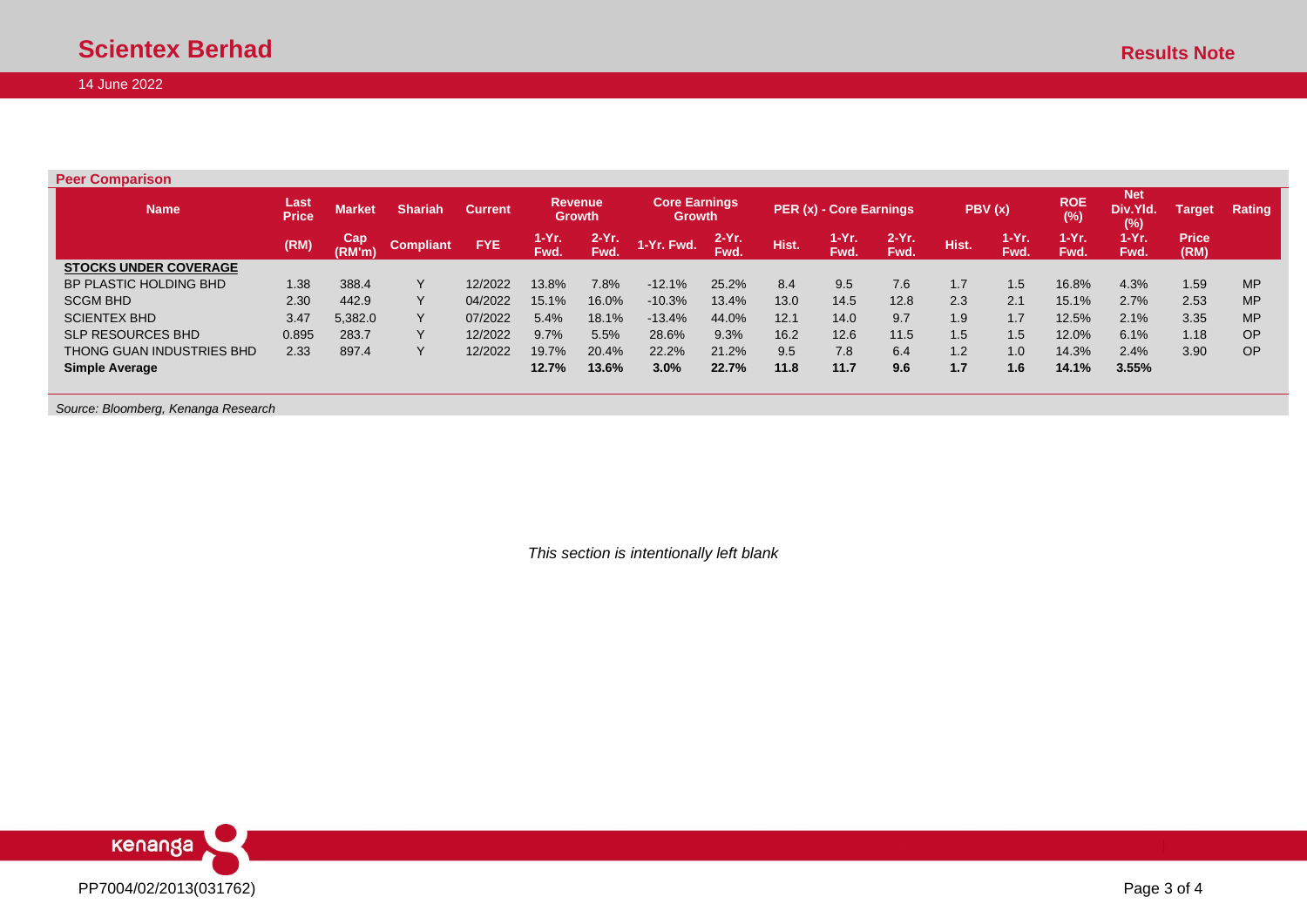## Peer Comparison

| Name | Last Price | Market | Shariah | Current | Revenue Growth | | Core Earnings Growth | | PER (x) - Core Earnings | | | PBV (x) | | ROE (%) | Net Div.Yld. (%) | Target | Rating |
|---|---|---|---|---|---|---|---|---|---|---|---|---|---|---|---|---|---|
| | (RM) | Cap (RM'm) | Compliant | FYE | 1-Yr. Fwd. | 2-Yr. Fwd. | 1-Yr. Fwd. | 2-Yr. Fwd. | Hist. | 1-Yr. Fwd. | 2-Yr. Fwd. | Hist. | 1-Yr. Fwd. | 1-Yr. Fwd. | 1-Yr. Fwd. | Price (RM) | |
| **STOCKS UNDER COVERAGE** | | | | | | | | | | | | | | | | | |
| BP PLASTIC HOLDING BHD | 1.38 | 388.4 | Y | 12/2022 | 13.8% | 7.8% | -12.1% | 25.2% | 8.4 | 9.5 | 7.6 | 1.7 | 1.5 | 16.8% | 4.3% | 1.59 | MP |
| SCGM BHD | 2.30 | 442.9 | Y | 04/2022 | 15.1% | 16.0% | -10.3% | 13.4% | 13.0 | 14.5 | 12.8 | 2.3 | 2.1 | 15.1% | 2.7% | 2.53 | MP |
| SCIENTEX BHD | 3.47 | 5,382.0 | Y | 07/2022 | 5.4% | 18.1% | -13.4% | 44.0% | 12.1 | 14.0 | 9.7 | 1.9 | 1.7 | 12.5% | 2.1% | 3.35 | MP |
| SLP RESOURCES BHD | 0.895 | 283.7 | Y | 12/2022 | 9.7% | 5.5% | 28.6% | 9.3% | 16.2 | 12.6 | 11.5 | 1.5 | 1.5 | 12.0% | 6.1% | 1.18 | OP |
| THONG GUAN INDUSTRIES BHD | 2.33 | 897.4 | Y | 12/2022 | 19.7% | 20.4% | 22.2% | 21.2% | 9.5 | 7.8 | 6.4 | 1.2 | 1.0 | 14.3% | 2.4% | 3.90 | OP |
| **Simple Average** | | | | | **12.7%** | **13.6%** | **3.0%** | **22.7%** | **11.8** | **11.7** | **9.6** | **1.7** | **1.6** | **14.1%** | **3.55%** | | |

*Source: Bloomberg, Kenanga Research*

*This section is intentionally left blank*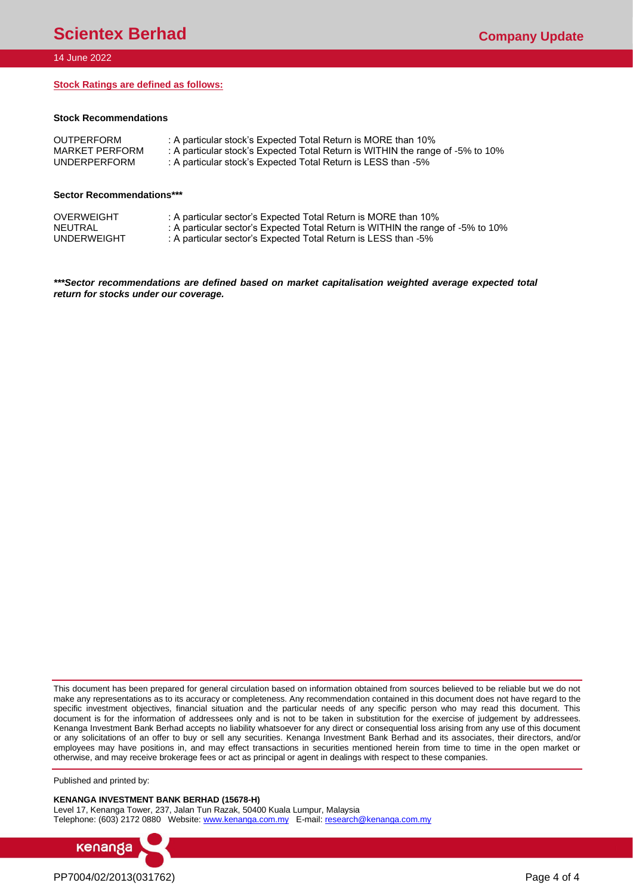**Stock Ratings are defined as follows:**

**Stock Recommendations**

| | |
|---|---|
| OUTPERFORM | : A particular stock's Expected Total Return is MORE than 10% |
| MARKET PERFORM | : A particular stock's Expected Total Return is WITHIN the range of -5% to 10% |
| UNDERPERFORM | : A particular stock's Expected Total Return is LESS than -5% |

**Sector Recommendations*****

| | |
|---|---|
| OVERWEIGHT | : A particular sector's Expected Total Return is MORE than 10% |
| NEUTRAL | : A particular sector's Expected Total Return is WITHIN the range of -5% to 10% |
| UNDERWEIGHT | : A particular sector's Expected Total Return is LESS than -5% |

***\*\*\*Sector recommendations are defined based on market capitalisation weighted average expected total return for stocks under our coverage.***

This document has been prepared for general circulation based on information obtained from sources believed to be reliable but we do not make any representations as to its accuracy or completeness. Any recommendation contained in this document does not have regard to the specific investment objectives, financial situation and the particular needs of any specific person who may read this document. This document is for the information of addressees only and is not to be taken in substitution for the exercise of judgement by addressees. Kenanga Investment Bank Berhad accepts no liability whatsoever for any direct or consequential loss arising from any use of this document or any solicitations of an offer to buy or sell any securities. Kenanga Investment Bank Berhad and its associates, their directors, and/or employees may have positions in, and may effect transactions in securities mentioned herein from time to time in the open market or otherwise, and may receive brokerage fees or act as principal or agent in dealings with respect to these companies.

Published and printed by:

**KENANGA INVESTMENT BANK BERHAD (15678-H)**
Level 17, Kenanga Tower, 237, Jalan Tun Razak, 50400 Kuala Lumpur, Malaysia
Telephone: (603) 2172 0880 Website: www.kenanga.com.my E-mail: research@kenanga.com.my

PP7004/02/2013(031762)